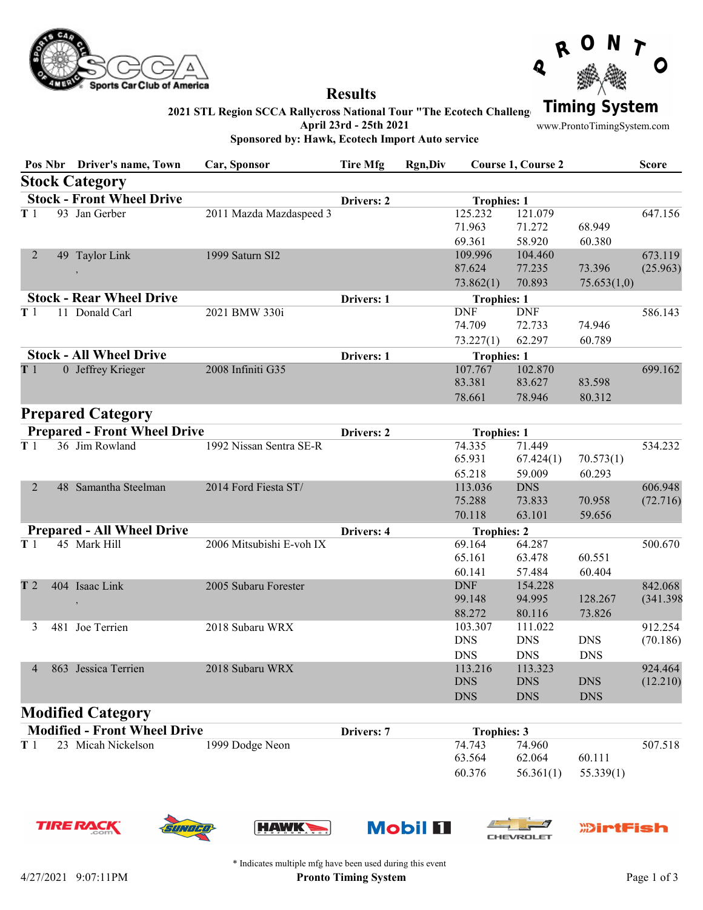# Results

**2021 STL Region SCCA Rallycross National Tour "The Ecotech Challeng**
**April 23rd - 25th 2021**
**Sponsored by: Hawk, Ecotech Import Auto service**

Pronto Timing System
www.ProntoTimingSystem.com

| Pos | Nbr | Driver's name, Town | Car, Sponsor | Tire Mfg | Rgn,Div | Course 1, Course 2 | | | Score |
|---|---|---|---|---|---|---|---|---|---|
| **Stock Category** | | | | | | | | | |
| **Stock - Front Wheel Drive** | | | | **Drivers: 2** | | **Trophies: 1** | | | |
| T 1 | 93 | Jan Gerber | 2011 Mazda Mazdaspeed 3 | | | 125.232 | 121.079 | | 647.156 |
| | | | | | | 71.963 | 71.272 | 68.949 | |
| | | | | | | 69.361 | 58.920 | 60.380 | |
| 2 | 49 | Taylor Link | 1999 Saturn Sl2 | | | 109.996 | 104.460 | | 673.119 |
| | | , | | | | 87.624 | 77.235 | 73.396 | (25.963) |
| | | | | | | 73.862(1) | 70.893 | 75.653(1,0) | |
| **Stock - Rear Wheel Drive** | | | | **Drivers: 1** | | **Trophies: 1** | | | |
| T 1 | 11 | Donald Carl | 2021 BMW 330i | | | DNF | DNF | | 586.143 |
| | | | | | | 74.709 | 72.733 | 74.946 | |
| | | | | | | 73.227(1) | 62.297 | 60.789 | |
| **Stock - All Wheel Drive** | | | | **Drivers: 1** | | **Trophies: 1** | | | |
| T 1 | 0 | Jeffrey Krieger | 2008 Infiniti G35 | | | 107.767 | 102.870 | | 699.162 |
| | | | | | | 83.381 | 83.627 | 83.598 | |
| | | | | | | 78.661 | 78.946 | 80.312 | |
| **Prepared Category** | | | | | | | | | |
| **Prepared - Front Wheel Drive** | | | | **Drivers: 2** | | **Trophies: 1** | | | |
| T 1 | 36 | Jim Rowland | 1992 Nissan Sentra SE-R | | | 74.335 | 71.449 | | 534.232 |
| | | | | | | 65.931 | 67.424(1) | 70.573(1) | |
| | | | | | | 65.218 | 59.009 | 60.293 | |
| 2 | 48 | Samantha Steelman | 2014 Ford Fiesta ST/ | | | 113.036 | DNS | | 606.948 |
| | | | | | | 75.288 | 73.833 | 70.958 | (72.716) |
| | | | | | | 70.118 | 63.101 | 59.656 | |
| **Prepared - All Wheel Drive** | | | | **Drivers: 4** | | **Trophies: 2** | | | |
| T 1 | 45 | Mark Hill | 2006 Mitsubishi E-voh IX | | | 69.164 | 64.287 | | 500.670 |
| | | | | | | 65.161 | 63.478 | 60.551 | |
| | | | | | | 60.141 | 57.484 | 60.404 | |
| T 2 | 404 | Isaac Link | 2005 Subaru Forester | | | DNF | 154.228 | | 842.068 |
| | | , | | | | 99.148 | 94.995 | 128.267 | (341.398 |
| | | | | | | 88.272 | 80.116 | 73.826 | |
| 3 | 481 | Joe Terrien | 2018 Subaru WRX | | | 103.307 | 111.022 | | 912.254 |
| | | | | | | DNS | DNS | DNS | (70.186) |
| | | | | | | DNS | DNS | DNS | |
| 4 | 863 | Jessica Terrien | 2018 Subaru WRX | | | 113.216 | 113.323 | | 924.464 |
| | | | | | | DNS | DNS | DNS | (12.210) |
| | | | | | | DNS | DNS | DNS | |
| **Modified Category** | | | | | | | | | |
| **Modified - Front Wheel Drive** | | | | **Drivers: 7** | | **Trophies: 3** | | | |
| T 1 | 23 | Micah Nickelson | 1999 Dodge Neon | | | 74.743 | 74.960 | | 507.518 |
| | | | | | | 63.564 | 62.064 | 60.111 | |
| | | | | | | 60.376 | 56.361(1) | 55.339(1) | |

\* Indicates multiple mfg have been used during this event

4/27/2021 9:07:11PM — Pronto Timing System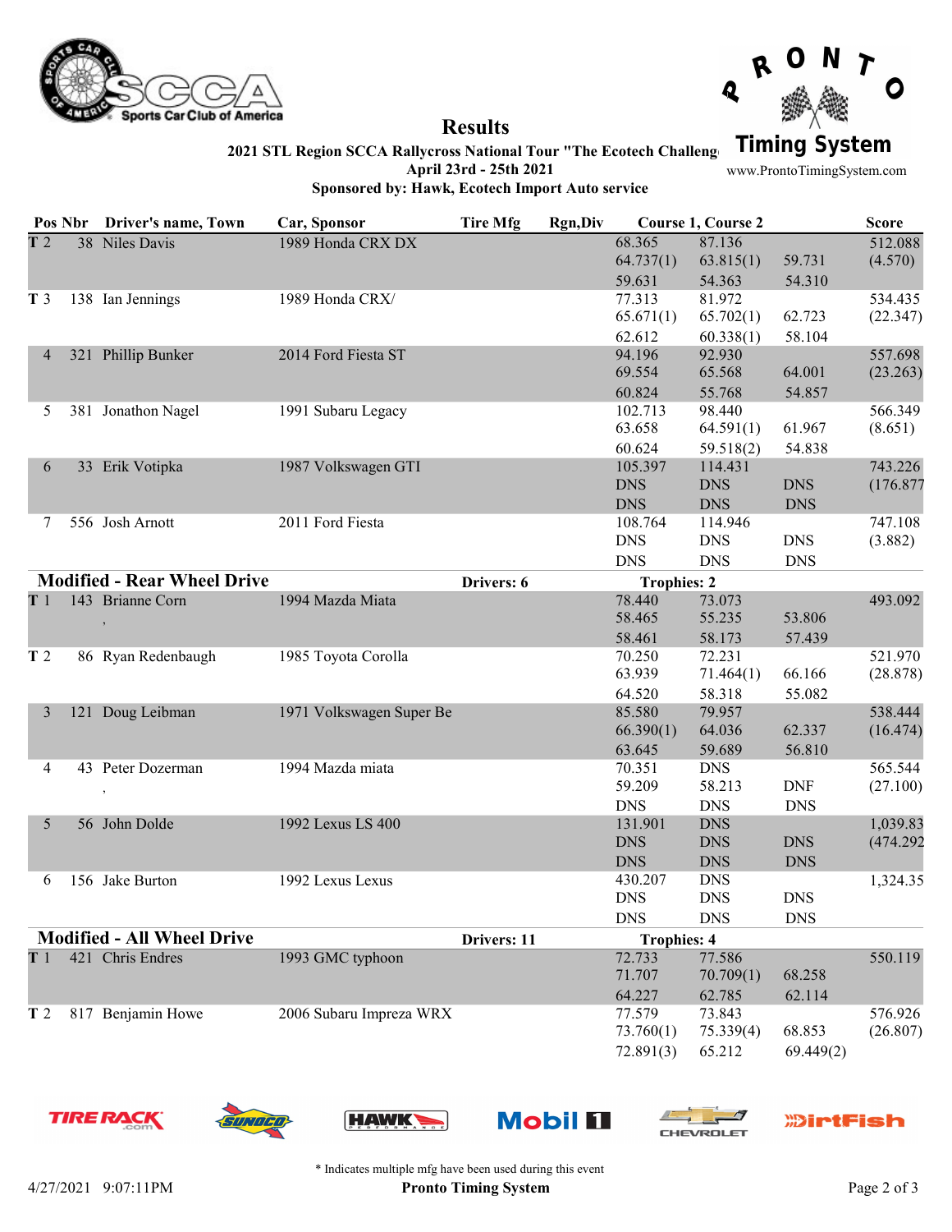# Results

**2021 STL Region SCCA Rallycross National Tour "The Ecotech Challeng**

**April 23rd - 25th 2021**

**Sponsored by: Hawk, Ecotech Import Auto service**

| Pos | Nbr | Driver's name, Town | Car, Sponsor | Tire Mfg | Rgn,Div | Course 1, Course 2 | | | Score |
|---|---|---|---|---|---|---|---|---|---|
| T 2 | 38 | Niles Davis | 1989 Honda CRX DX | | | 68.365 | 87.136 | | 512.088 |
| | | | | | | 64.737(1) | 63.815(1) | 59.731 | (4.570) |
| | | | | | | 59.631 | 54.363 | 54.310 | |
| T 3 | 138 | Ian Jennings | 1989 Honda CRX/ | | | 77.313 | 81.972 | | 534.435 |
| | | | | | | 65.671(1) | 65.702(1) | 62.723 | (22.347) |
| | | | | | | 62.612 | 60.338(1) | 58.104 | |
| 4 | 321 | Phillip Bunker | 2014 Ford Fiesta ST | | | 94.196 | 92.930 | | 557.698 |
| | | | | | | 69.554 | 65.568 | 64.001 | (23.263) |
| | | | | | | 60.824 | 55.768 | 54.857 | |
| 5 | 381 | Jonathon Nagel | 1991 Subaru Legacy | | | 102.713 | 98.440 | | 566.349 |
| | | | | | | 63.658 | 64.591(1) | 61.967 | (8.651) |
| | | | | | | 60.624 | 59.518(2) | 54.838 | |
| 6 | 33 | Erik Votipka | 1987 Volkswagen GTI | | | 105.397 | 114.431 | | 743.226 |
| | | | | | | DNS | DNS | DNS | (176.877 |
| | | | | | | DNS | DNS | DNS | |
| 7 | 556 | Josh Arnott | 2011 Ford Fiesta | | | 108.764 | 114.946 | | 747.108 |
| | | | | | | DNS | DNS | DNS | (3.882) |
| | | | | | | DNS | DNS | DNS | |
| **Modified - Rear Wheel Drive** | | | | **Drivers: 6** | | **Trophies: 2** | | | |
| T 1 | 143 | Brianne Corn | 1994 Mazda Miata | | | 78.440 | 73.073 | | 493.092 |
| | | , | | | | 58.465 | 55.235 | 53.806 | |
| | | | | | | 58.461 | 58.173 | 57.439 | |
| T 2 | 86 | Ryan Redenbaugh | 1985 Toyota Corolla | | | 70.250 | 72.231 | | 521.970 |
| | | | | | | 63.939 | 71.464(1) | 66.166 | (28.878) |
| | | | | | | 64.520 | 58.318 | 55.082 | |
| 3 | 121 | Doug Leibman | 1971 Volkswagen Super Be | | | 85.580 | 79.957 | | 538.444 |
| | | | | | | 66.390(1) | 64.036 | 62.337 | (16.474) |
| | | | | | | 63.645 | 59.689 | 56.810 | |
| 4 | 43 | Peter Dozerman | 1994 Mazda miata | | | 70.351 | DNS | | 565.544 |
| | | , | | | | 59.209 | 58.213 | DNF | (27.100) |
| | | | | | | DNS | DNS | DNS | |
| 5 | 56 | John Dolde | 1992 Lexus LS 400 | | | 131.901 | DNS | | 1,039.83 |
| | | | | | | DNS | DNS | DNS | (474.292 |
| | | | | | | DNS | DNS | DNS | |
| 6 | 156 | Jake Burton | 1992 Lexus Lexus | | | 430.207 | DNS | | 1,324.35 |
| | | | | | | DNS | DNS | DNS | |
| | | | | | | DNS | DNS | DNS | |
| **Modified - All Wheel Drive** | | | | **Drivers: 11** | | **Trophies: 4** | | | |
| T 1 | 421 | Chris Endres | 1993 GMC typhoon | | | 72.733 | 77.586 | | 550.119 |
| | | | | | | 71.707 | 70.709(1) | 68.258 | |
| | | | | | | 64.227 | 62.785 | 62.114 | |
| T 2 | 817 | Benjamin Howe | 2006 Subaru Impreza WRX | | | 77.579 | 73.843 | | 576.926 |
| | | | | | | 73.760(1) | 75.339(4) | 68.853 | (26.807) |
| | | | | | | 72.891(3) | 65.212 | 69.449(2) | |

\* Indicates multiple mfg have been used during this event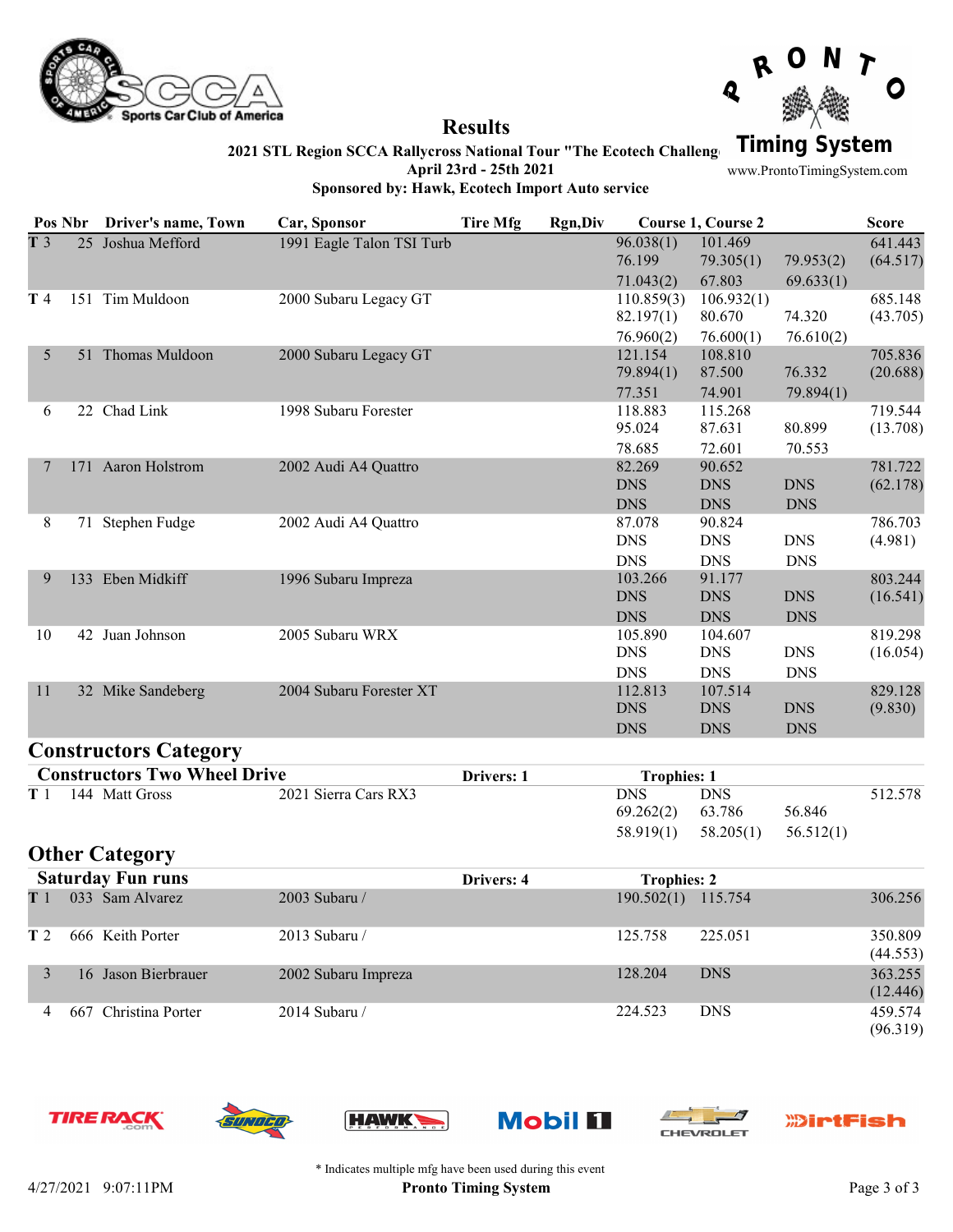## Results

**2021 STL Region SCCA Rallycross National Tour "The Ecotech Challenge"**
**April 23rd - 25th 2021**
**Sponsored by: Hawk, Ecotech Import Auto service**

Timing System
www.ProntoTimingSystem.com

| Pos | Nbr | Driver's name, Town | Car, Sponsor | Tire Mfg | Rgn,Div | Course 1, Course 2 | | | Score |
|---|---|---|---|---|---|---|---|---|---|
| T 3 | 25 | Joshua Mefford | 1991 Eagle Talon TSI Turb | | | 96.038(1) | 101.469 | | 641.443 |
| | | | | | | 76.199 | 79.305(1) | 79.953(2) | (64.517) |
| | | | | | | 71.043(2) | 67.803 | 69.633(1) | |
| T 4 | 151 | Tim Muldoon | 2000 Subaru Legacy GT | | | 110.859(3) | 106.932(1) | | 685.148 |
| | | | | | | 82.197(1) | 80.670 | 74.320 | (43.705) |
| | | | | | | 76.960(2) | 76.600(1) | 76.610(2) | |
| 5 | 51 | Thomas Muldoon | 2000 Subaru Legacy GT | | | 121.154 | 108.810 | | 705.836 |
| | | | | | | 79.894(1) | 87.500 | 76.332 | (20.688) |
| | | | | | | 77.351 | 74.901 | 79.894(1) | |
| 6 | 22 | Chad Link | 1998 Subaru Forester | | | 118.883 | 115.268 | | 719.544 |
| | | | | | | 95.024 | 87.631 | 80.899 | (13.708) |
| | | | | | | 78.685 | 72.601 | 70.553 | |
| 7 | 171 | Aaron Holstrom | 2002 Audi A4 Quattro | | | 82.269 | 90.652 | | 781.722 |
| | | | | | | DNS | DNS | DNS | (62.178) |
| | | | | | | DNS | DNS | DNS | |
| 8 | 71 | Stephen Fudge | 2002 Audi A4 Quattro | | | 87.078 | 90.824 | | 786.703 |
| | | | | | | DNS | DNS | DNS | (4.981) |
| | | | | | | DNS | DNS | DNS | |
| 9 | 133 | Eben Midkiff | 1996 Subaru Impreza | | | 103.266 | 91.177 | | 803.244 |
| | | | | | | DNS | DNS | DNS | (16.541) |
| | | | | | | DNS | DNS | DNS | |
| 10 | 42 | Juan Johnson | 2005 Subaru WRX | | | 105.890 | 104.607 | | 819.298 |
| | | | | | | DNS | DNS | DNS | (16.054) |
| | | | | | | DNS | DNS | DNS | |
| 11 | 32 | Mike Sandeberg | 2004 Subaru Forester XT | | | 112.813 | 107.514 | | 829.128 |
| | | | | | | DNS | DNS | DNS | (9.830) |
| | | | | | | DNS | DNS | DNS | |

## Constructors Category

### Constructors Two Wheel Drive

Drivers: 1 — Trophies: 1

| Pos | Nbr | Driver's name, Town | Car, Sponsor | Course 1, Course 2 | | | Score |
|---|---|---|---|---|---|---|---|
| T 1 | 144 | Matt Gross | 2021 Sierra Cars RX3 | DNS | DNS | | 512.578 |
| | | | | 69.262(2) | 63.786 | 56.846 | |
| | | | | 58.919(1) | 58.205(1) | 56.512(1) | |

## Other Category

### Saturday Fun runs

Drivers: 4 — Trophies: 2

| Pos | Nbr | Driver's name, Town | Car, Sponsor | Course 1, Course 2 | | Score |
|---|---|---|---|---|---|---|
| T 1 | 033 | Sam Alvarez | 2003 Subaru / | 190.502(1) | 115.754 | 306.256 |
| T 2 | 666 | Keith Porter | 2013 Subaru / | 125.758 | 225.051 | 350.809 (44.553) |
| 3 | 16 | Jason Bierbrauer | 2002 Subaru Impreza | 128.204 | DNS | 363.255 (12.446) |
| 4 | 667 | Christina Porter | 2014 Subaru / | 224.523 | DNS | 459.574 (96.319) |

\* Indicates multiple mfg have been used during this event

4/27/2021 9:07:11PM — Pronto Timing System